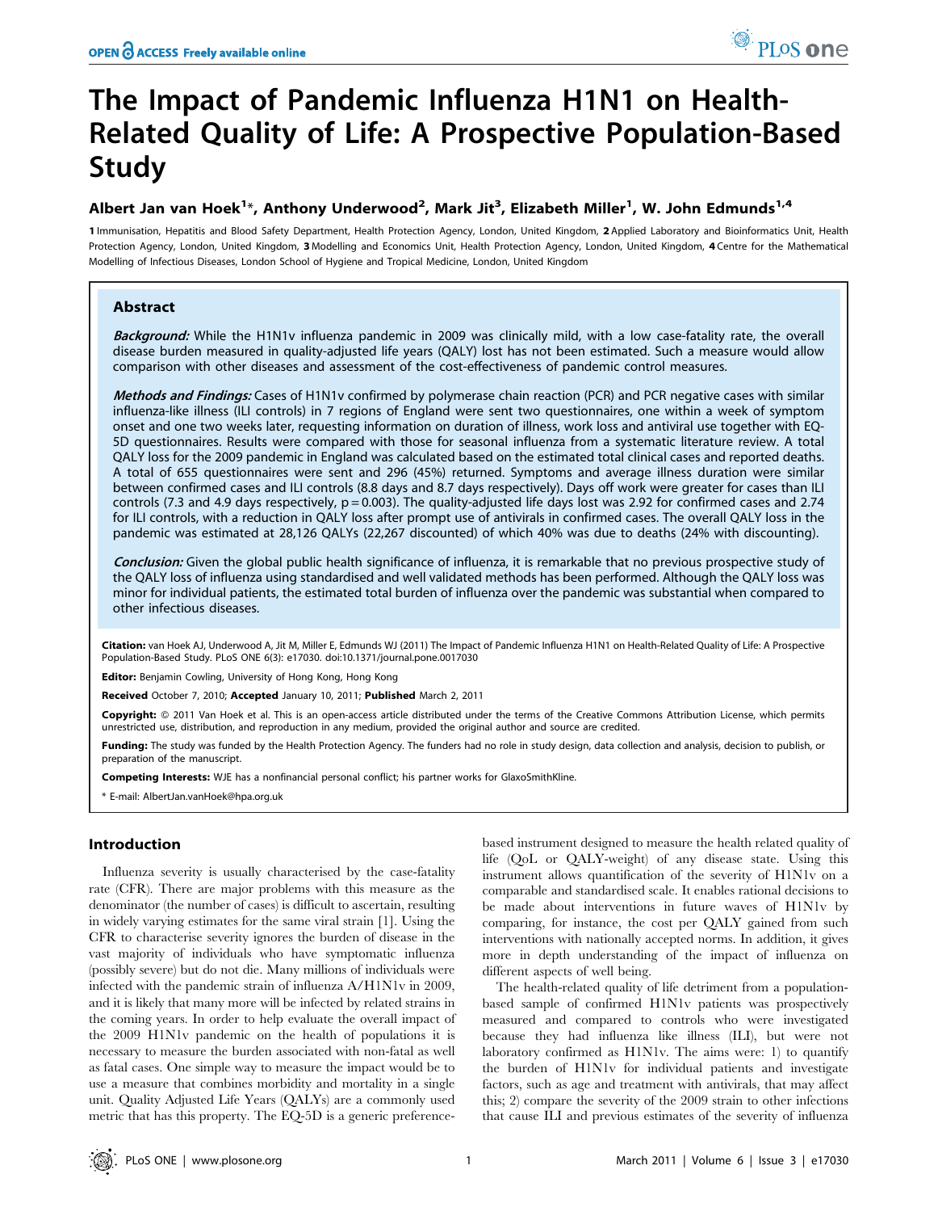# The Impact of Pandemic Influenza H1N1 on Health-Related Quality of Life: A Prospective Population-Based Study

**Albert Jan van Hoek[1]*, Anthony Underwood[2], Mark Jit[3], Elizabeth Miller[1], W. John Edmunds[1,4]**

**1** Immunisation, Hepatitis and Blood Safety Department, Health Protection Agency, London, United Kingdom, **2** Applied Laboratory and Bioinformatics Unit, Health Protection Agency, London, United Kingdom, **3** Modelling and Economics Unit, Health Protection Agency, London, United Kingdom, **4** Centre for the Mathematical Modelling of Infectious Diseases, London School of Hygiene and Tropical Medicine, London, United Kingdom

## Abstract

***Background:*** While the H1N1v influenza pandemic in 2009 was clinically mild, with a low case-fatality rate, the overall disease burden measured in quality-adjusted life years (QALY) lost has not been estimated. Such a measure would allow comparison with other diseases and assessment of the cost-effectiveness of pandemic control measures.

***Methods and Findings:*** Cases of H1N1v confirmed by polymerase chain reaction (PCR) and PCR negative cases with similar influenza-like illness (ILI controls) in 7 regions of England were sent two questionnaires, one within a week of symptom onset and one two weeks later, requesting information on duration of illness, work loss and antiviral use together with EQ-5D questionnaires. Results were compared with those for seasonal influenza from a systematic literature review. A total QALY loss for the 2009 pandemic in England was calculated based on the estimated total clinical cases and reported deaths. A total of 655 questionnaires were sent and 296 (45%) returned. Symptoms and average illness duration were similar between confirmed cases and ILI controls (8.8 days and 8.7 days respectively). Days off work were greater for cases than ILI controls (7.3 and 4.9 days respectively, $p = 0.003$). The quality-adjusted life days lost was 2.92 for confirmed cases and 2.74 for ILI controls, with a reduction in QALY loss after prompt use of antivirals in confirmed cases. The overall QALY loss in the pandemic was estimated at 28,126 QALYs (22,267 discounted) of which 40% was due to deaths (24% with discounting).

***Conclusion:*** Given the global public health significance of influenza, it is remarkable that no previous prospective study of the QALY loss of influenza using standardised and well validated methods has been performed. Although the QALY loss was minor for individual patients, the estimated total burden of influenza over the pandemic was substantial when compared to other infectious diseases.

**Citation:** van Hoek AJ, Underwood A, Jit M, Miller E, Edmunds WJ (2011) The Impact of Pandemic Influenza H1N1 on Health-Related Quality of Life: A Prospective Population-Based Study. PLoS ONE 6(3): e17030. doi:10.1371/journal.pone.0017030

**Editor:** Benjamin Cowling, University of Hong Kong, Hong Kong

**Received** October 7, 2010; **Accepted** January 10, 2011; **Published** March 2, 2011

**Copyright:** © 2011 Van Hoek et al. This is an open-access article distributed under the terms of the Creative Commons Attribution License, which permits unrestricted use, distribution, and reproduction in any medium, provided the original author and source are credited.

**Funding:** The study was funded by the Health Protection Agency. The funders had no role in study design, data collection and analysis, decision to publish, or preparation of the manuscript.

**Competing Interests:** WJE has a nonfinancial personal conflict; his partner works for GlaxoSmithKline.

\* E-mail: AlbertJan.vanHoek@hpa.org.uk

## Introduction

Influenza severity is usually characterised by the case-fatality rate (CFR). There are major problems with this measure as the denominator (the number of cases) is difficult to ascertain, resulting in widely varying estimates for the same viral strain [1]. Using the CFR to characterise severity ignores the burden of disease in the vast majority of individuals who have symptomatic influenza (possibly severe) but do not die. Many millions of individuals were infected with the pandemic strain of influenza A/H1N1v in 2009, and it is likely that many more will be infected by related strains in the coming years. In order to help evaluate the overall impact of the 2009 H1N1v pandemic on the health of populations it is necessary to measure the burden associated with non-fatal as well as fatal cases. One simple way to measure the impact would be to use a measure that combines morbidity and mortality in a single unit. Quality Adjusted Life Years (QALYs) are a commonly used metric that has this property. The EQ-5D is a generic preference-based instrument designed to measure the health related quality of life (QoL or QALY-weight) of any disease state. Using this instrument allows quantification of the severity of H1N1v on a comparable and standardised scale. It enables rational decisions to be made about interventions in future waves of H1N1v by comparing, for instance, the cost per QALY gained from such interventions with nationally accepted norms. In addition, it gives more in depth understanding of the impact of influenza on different aspects of well being.

The health-related quality of life detriment from a population-based sample of confirmed H1N1v patients was prospectively measured and compared to controls who were investigated because they had influenza like illness (ILI), but were not laboratory confirmed as H1N1v. The aims were: 1) to quantify the burden of H1N1v for individual patients and investigate factors, such as age and treatment with antivirals, that may affect this; 2) compare the severity of the 2009 strain to other infections that cause ILI and previous estimates of the severity of influenza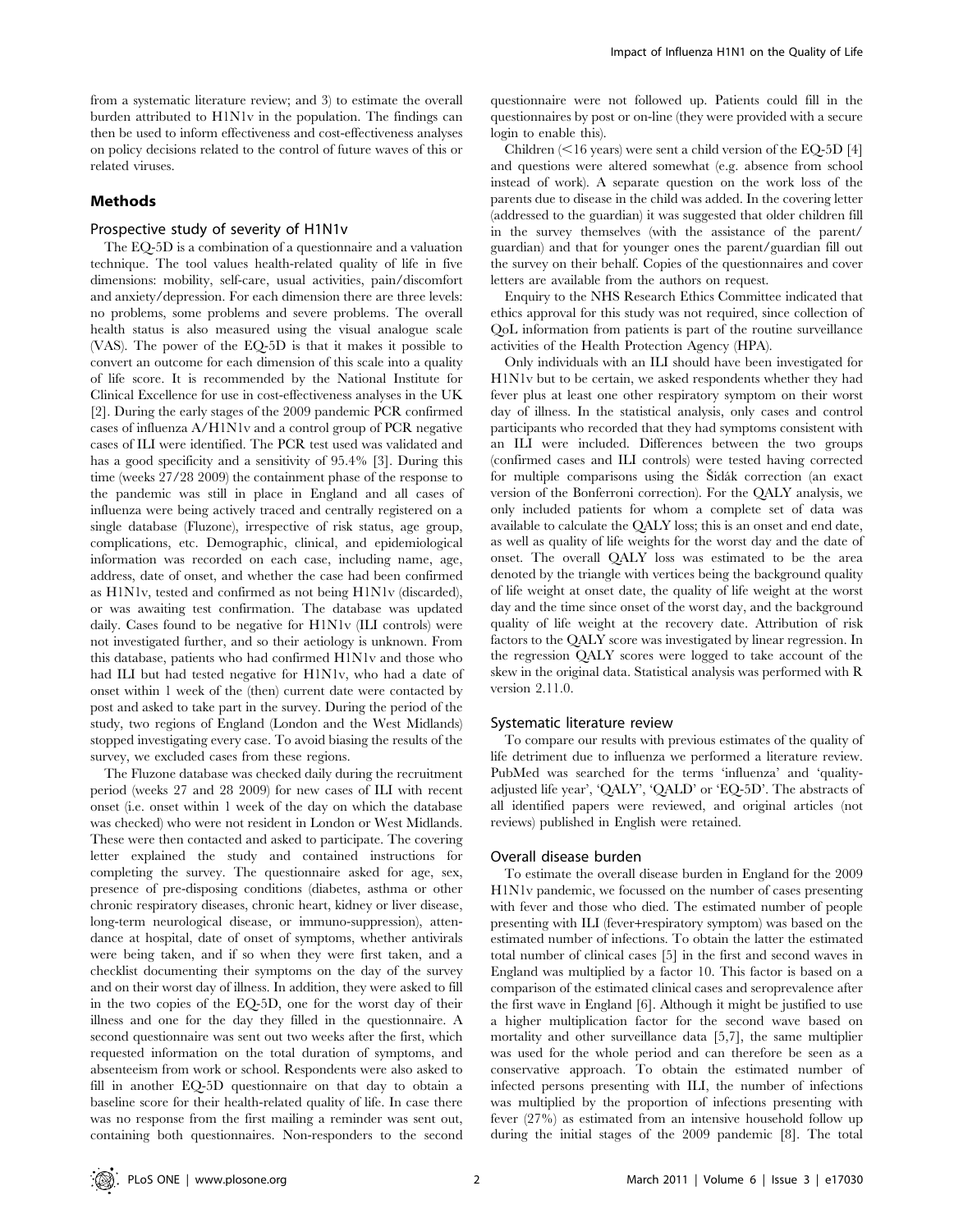from a systematic literature review; and 3) to estimate the overall burden attributed to H1N1v in the population. The findings can then be used to inform effectiveness and cost-effectiveness analyses on policy decisions related to the control of future waves of this or related viruses.

## Methods

### Prospective study of severity of H1N1v

The EQ-5D is a combination of a questionnaire and a valuation technique. The tool values health-related quality of life in five dimensions: mobility, self-care, usual activities, pain/discomfort and anxiety/depression. For each dimension there are three levels: no problems, some problems and severe problems. The overall health status is also measured using the visual analogue scale (VAS). The power of the EQ-5D is that it makes it possible to convert an outcome for each dimension of this scale into a quality of life score. It is recommended by the National Institute for Clinical Excellence for use in cost-effectiveness analyses in the UK [2]. During the early stages of the 2009 pandemic PCR confirmed cases of influenza A/H1N1v and a control group of PCR negative cases of ILI were identified. The PCR test used was validated and has a good specificity and a sensitivity of 95.4% [3]. During this time (weeks 27/28 2009) the containment phase of the response to the pandemic was still in place in England and all cases of influenza were being actively traced and centrally registered on a single database (Fluzone), irrespective of risk status, age group, complications, etc. Demographic, clinical, and epidemiological information was recorded on each case, including name, age, address, date of onset, and whether the case had been confirmed as H1N1v, tested and confirmed as not being H1N1v (discarded), or was awaiting test confirmation. The database was updated daily. Cases found to be negative for H1N1v (ILI controls) were not investigated further, and so their aetiology is unknown. From this database, patients who had confirmed H1N1v and those who had ILI but had tested negative for H1N1v, who had a date of onset within 1 week of the (then) current date were contacted by post and asked to take part in the survey. During the period of the study, two regions of England (London and the West Midlands) stopped investigating every case. To avoid biasing the results of the survey, we excluded cases from these regions.

The Fluzone database was checked daily during the recruitment period (weeks 27 and 28 2009) for new cases of ILI with recent onset (i.e. onset within 1 week of the day on which the database was checked) who were not resident in London or West Midlands. These were then contacted and asked to participate. The covering letter explained the study and contained instructions for completing the survey. The questionnaire asked for age, sex, presence of pre-disposing conditions (diabetes, asthma or other chronic respiratory diseases, chronic heart, kidney or liver disease, long-term neurological disease, or immuno-suppression), attendance at hospital, date of onset of symptoms, whether antivirals were being taken, and if so when they were first taken, and a checklist documenting their symptoms on the day of the survey and on their worst day of illness. In addition, they were asked to fill in the two copies of the EQ-5D, one for the worst day of their illness and one for the day they filled in the questionnaire. A second questionnaire was sent out two weeks after the first, which requested information on the total duration of symptoms, and absenteeism from work or school. Respondents were also asked to fill in another EQ-5D questionnaire on that day to obtain a baseline score for their health-related quality of life. In case there was no response from the first mailing a reminder was sent out, containing both questionnaires. Non-responders to the second questionnaire were not followed up. Patients could fill in the questionnaires by post or on-line (they were provided with a secure login to enable this).

Children (<16 years) were sent a child version of the EQ-5D [4] and questions were altered somewhat (e.g. absence from school instead of work). A separate question on the work loss of the parents due to disease in the child was added. In the covering letter (addressed to the guardian) it was suggested that older children fill in the survey themselves (with the assistance of the parent/guardian) and that for younger ones the parent/guardian fill out the survey on their behalf. Copies of the questionnaires and cover letters are available from the authors on request.

Enquiry to the NHS Research Ethics Committee indicated that ethics approval for this study was not required, since collection of QoL information from patients is part of the routine surveillance activities of the Health Protection Agency (HPA).

Only individuals with an ILI should have been investigated for H1N1v but to be certain, we asked respondents whether they had fever plus at least one other respiratory symptom on their worst day of illness. In the statistical analysis, only cases and control participants who recorded that they had symptoms consistent with an ILI were included. Differences between the two groups (confirmed cases and ILI controls) were tested having corrected for multiple comparisons using the Šidák correction (an exact version of the Bonferroni correction). For the QALY analysis, we only included patients for whom a complete set of data was available to calculate the QALY loss; this is an onset and end date, as well as quality of life weights for the worst day and the date of onset. The overall QALY loss was estimated to be the area denoted by the triangle with vertices being the background quality of life weight at onset date, the quality of life weight at the worst day and the time since onset of the worst day, and the background quality of life weight at the recovery date. Attribution of risk factors to the QALY score was investigated by linear regression. In the regression QALY scores were logged to take account of the skew in the original data. Statistical analysis was performed with R version 2.11.0.

### Systematic literature review

To compare our results with previous estimates of the quality of life detriment due to influenza we performed a literature review. PubMed was searched for the terms 'influenza' and 'quality-adjusted life year', 'QALY', 'QALD' or 'EQ-5D'. The abstracts of all identified papers were reviewed, and original articles (not reviews) published in English were retained.

### Overall disease burden

To estimate the overall disease burden in England for the 2009 H1N1v pandemic, we focussed on the number of cases presenting with fever and those who died. The estimated number of people presenting with ILI (fever+respiratory symptom) was based on the estimated number of infections. To obtain the latter the estimated total number of clinical cases [5] in the first and second waves in England was multiplied by a factor 10. This factor is based on a comparison of the estimated clinical cases and seroprevalence after the first wave in England [6]. Although it might be justified to use a higher multiplication factor for the second wave based on mortality and other surveillance data [5,7], the same multiplier was used for the whole period and can therefore be seen as a conservative approach. To obtain the estimated number of infected persons presenting with ILI, the number of infections was multiplied by the proportion of infections presenting with fever (27%) as estimated from an intensive household follow up during the initial stages of the 2009 pandemic [8]. The total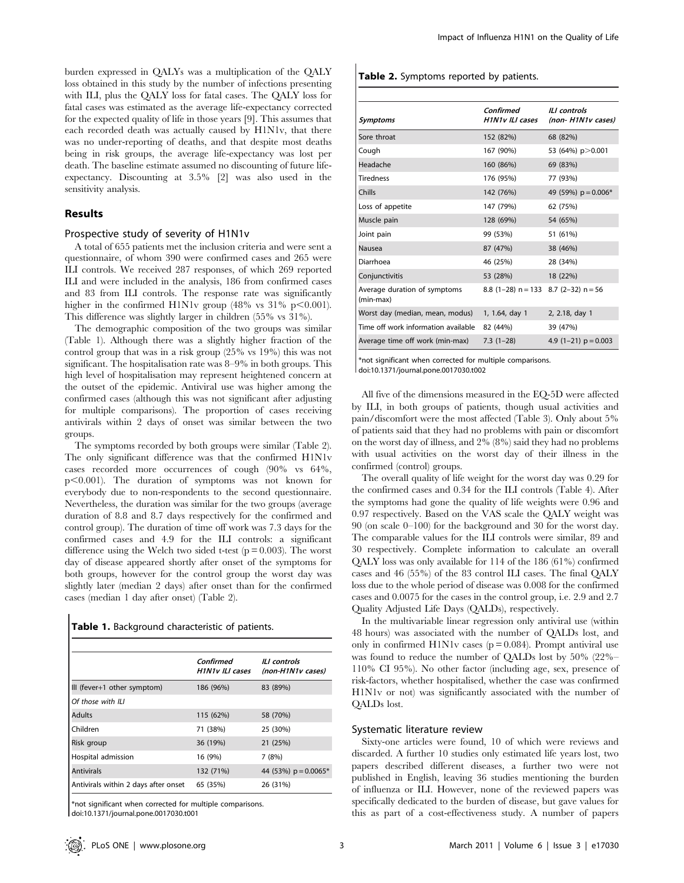burden expressed in QALYs was a multiplication of the QALY loss obtained in this study by the number of infections presenting with ILI, plus the QALY loss for fatal cases. The QALY loss for fatal cases was estimated as the average life-expectancy corrected for the expected quality of life in those years [9]. This assumes that each recorded death was actually caused by H1N1v, that there was no under-reporting of deaths, and that despite most deaths being in risk groups, the average life-expectancy was lost per death. The baseline estimate assumed no discounting of future life-expectancy. Discounting at 3.5% [2] was also used in the sensitivity analysis.

## Results

### Prospective study of severity of H1N1v

A total of 655 patients met the inclusion criteria and were sent a questionnaire, of whom 390 were confirmed cases and 265 were ILI controls. We received 287 responses, of which 269 reported ILI and were included in the analysis, 186 from confirmed cases and 83 from ILI controls. The response rate was significantly higher in the confirmed H1N1v group (48% vs 31% $p<0.001$). This difference was slightly larger in children (55% vs 31%).

The demographic composition of the two groups was similar (Table 1). Although there was a slightly higher fraction of the control group that was in a risk group (25% vs 19%) this was not significant. The hospitalisation rate was 8–9% in both groups. This high level of hospitalisation may represent heightened concern at the outset of the epidemic. Antiviral use was higher among the confirmed cases (although this was not significant after adjusting for multiple comparisons). The proportion of cases receiving antivirals within 2 days of onset was similar between the two groups.

The symptoms recorded by both groups were similar (Table 2). The only significant difference was that the confirmed H1N1v cases recorded more occurrences of cough (90% vs 64%, $p<0.001$). The duration of symptoms was not known for everybody due to non-respondents to the second questionnaire. Nevertheless, the duration was similar for the two groups (average duration of 8.8 and 8.7 days respectively for the confirmed and control group). The duration of time off work was 7.3 days for the confirmed cases and 4.9 for the ILI controls: a significant difference using the Welch two sided t-test ($p = 0.003$). The worst day of disease appeared shortly after onset of the symptoms for both groups, however for the control group the worst day was slightly later (median 2 days) after onset than for the confirmed cases (median 1 day after onset) (Table 2).

**Table 1.** Background characteristic of patients.

| | *Confirmed H1N1v ILI cases* | *ILI controls (non-H1N1v cases)* |
|---|---|---|
| Ill (fever+1 other symptom) | 186 (96%) | 83 (89%) |
| *Of those with ILI* | | |
| Adults | 115 (62%) | 58 (70%) |
| Children | 71 (38%) | 25 (30%) |
| Risk group | 36 (19%) | 21 (25%) |
| Hospital admission | 16 (9%) | 7 (8%) |
| Antivirals | 132 (71%) | 44 (53%) $p = 0.0065$* |
| Antivirals within 2 days after onset | 65 (35%) | 26 (31%) |

*not significant when corrected for multiple comparisons.
doi:10.1371/journal.pone.0017030.t001

**Table 2.** Symptoms reported by patients.

| *Symptoms* | *Confirmed H1N1v ILI cases* | *ILI controls (non- H1N1v cases)* |
|---|---|---|
| Sore throat | 152 (82%) | 68 (82%) |
| Cough | 167 (90%) | 53 (64%) $p>0.001$ |
| Headache | 160 (86%) | 69 (83%) |
| Tiredness | 176 (95%) | 77 (93%) |
| Chills | 142 (76%) | 49 (59%) $p = 0.006$* |
| Loss of appetite | 147 (79%) | 62 (75%) |
| Muscle pain | 128 (69%) | 54 (65%) |
| Joint pain | 99 (53%) | 51 (61%) |
| Nausea | 87 (47%) | 38 (46%) |
| Diarrhoea | 46 (25%) | 28 (34%) |
| Conjunctivitis | 53 (28%) | 18 (22%) |
| Average duration of symptoms (min-max) | 8.8 (1–28) n = 133 | 8.7 (2–32) n = 56 |
| Worst day (median, mean, modus) | 1, 1.64, day 1 | 2, 2.18, day 1 |
| Time off work information available | 82 (44%) | 39 (47%) |
| Average time off work (min-max) | 7.3 (1–28) | 4.9 (1–21) $p = 0.003$ |

*not significant when corrected for multiple comparisons.
doi:10.1371/journal.pone.0017030.t002

All five of the dimensions measured in the EQ-5D were affected by ILI, in both groups of patients, though usual activities and pain/discomfort were the most affected (Table 3). Only about 5% of patients said that they had no problems with pain or discomfort on the worst day of illness, and 2% (8%) said they had no problems with usual activities on the worst day of their illness in the confirmed (control) groups.

The overall quality of life weight for the worst day was 0.29 for the confirmed cases and 0.34 for the ILI controls (Table 4). After the symptoms had gone the quality of life weights were 0.96 and 0.97 respectively. Based on the VAS scale the QALY weight was 90 (on scale 0–100) for the background and 30 for the worst day. The comparable values for the ILI controls were similar, 89 and 30 respectively. Complete information to calculate an overall QALY loss was only available for 114 of the 186 (61%) confirmed cases and 46 (55%) of the 83 control ILI cases. The final QALY loss due to the whole period of disease was 0.008 for the confirmed cases and 0.0075 for the cases in the control group, i.e. 2.9 and 2.7 Quality Adjusted Life Days (QALDs), respectively.

In the multivariable linear regression only antiviral use (within 48 hours) was associated with the number of QALDs lost, and only in confirmed H1N1v cases ($p = 0.084$). Prompt antiviral use was found to reduce the number of QALDs lost by 50% (22%–110% CI 95%). No other factor (including age, sex, presence of risk-factors, whether hospitalised, whether the case was confirmed H1N1v or not) was significantly associated with the number of QALDs lost.

### Systematic literature review

Sixty-one articles were found, 10 of which were reviews and discarded. A further 10 studies only estimated life years lost, two papers described different diseases, a further two were not published in English, leaving 36 studies mentioning the burden of influenza or ILI. However, none of the reviewed papers was specifically dedicated to the burden of disease, but gave values for this as part of a cost-effectiveness study. A number of papers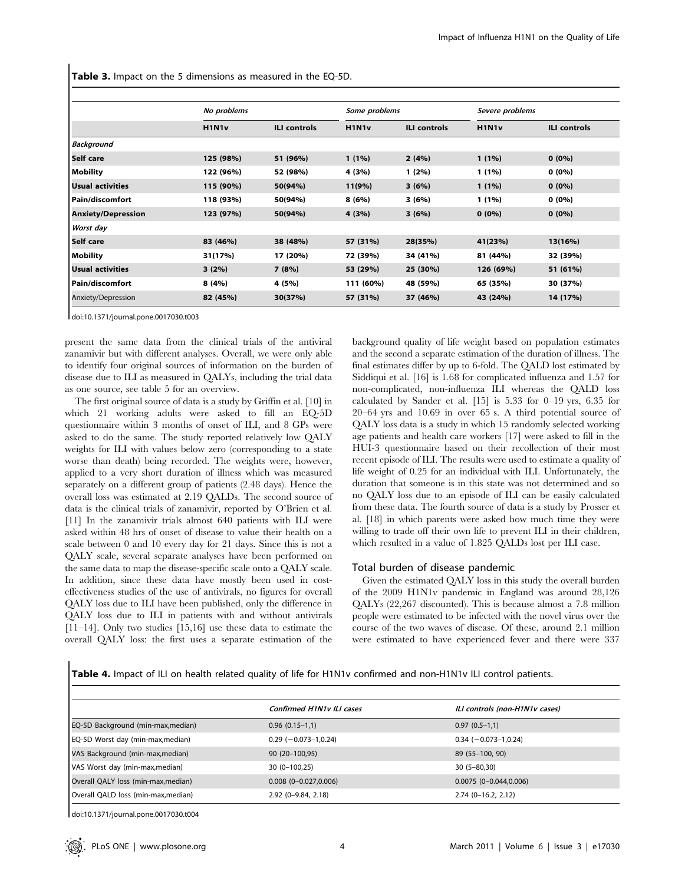**Table 3.** Impact on the 5 dimensions as measured in the EQ-5D.

| | No problems | | Some problems | | Severe problems | |
|---|---|---|---|---|---|---|
| | H1N1v | ILI controls | H1N1v | ILI controls | H1N1v | ILI controls |
| *Background* | | | | | | |
| **Self care** | **125 (98%)** | **51 (96%)** | **1 (1%)** | **2 (4%)** | **1 (1%)** | **0 (0%)** |
| **Mobility** | **122 (96%)** | **52 (98%)** | **4 (3%)** | **1 (2%)** | **1 (1%)** | **0 (0%)** |
| **Usual activities** | **115 (90%)** | **50(94%)** | **11(9%)** | **3 (6%)** | **1 (1%)** | **0 (0%)** |
| **Pain/discomfort** | **118 (93%)** | **50(94%)** | **8 (6%)** | **3 (6%)** | **1 (1%)** | **0 (0%)** |
| **Anxiety/Depression** | **123 (97%)** | **50(94%)** | **4 (3%)** | **3 (6%)** | **0 (0%)** | **0 (0%)** |
| *Worst day* | | | | | | |
| **Self care** | **83 (46%)** | **38 (48%)** | **57 (31%)** | **28(35%)** | **41(23%)** | **13(16%)** |
| **Mobility** | **31(17%)** | **17 (20%)** | **72 (39%)** | **34 (41%)** | **81 (44%)** | **32 (39%)** |
| **Usual activities** | **3 (2%)** | **7 (8%)** | **53 (29%)** | **25 (30%)** | **126 (69%)** | **51 (61%)** |
| **Pain/discomfort** | **8 (4%)** | **4 (5%)** | **111 (60%)** | **48 (59%)** | **65 (35%)** | **30 (37%)** |
| Anxiety/Depression | **82 (45%)** | **30(37%)** | **57 (31%)** | **37 (46%)** | **43 (24%)** | **14 (17%)** |

doi:10.1371/journal.pone.0017030.t003

present the same data from the clinical trials of the antiviral zanamivir but with different analyses. Overall, we were only able to identify four original sources of information on the burden of disease due to ILI as measured in QALYs, including the trial data as one source, see table 5 for an overview.

The first original source of data is a study by Griffin et al. [10] in which 21 working adults were asked to fill an EQ-5D questionnaire within 3 months of onset of ILI, and 8 GPs were asked to do the same. The study reported relatively low QALY weights for ILI with values below zero (corresponding to a state worse than death) being recorded. The weights were, however, applied to a very short duration of illness which was measured separately on a different group of patients (2.48 days). Hence the overall loss was estimated at 2.19 QALDs. The second source of data is the clinical trials of zanamivir, reported by O'Brien et al. [11] In the zanamivir trials almost 640 patients with ILI were asked within 48 hrs of onset of disease to value their health on a scale between 0 and 10 every day for 21 days. Since this is not a QALY scale, several separate analyses have been performed on the same data to map the disease-specific scale onto a QALY scale. In addition, since these data have mostly been used in cost-effectiveness studies of the use of antivirals, no figures for overall QALY loss due to ILI have been published, only the difference in QALY loss due to ILI in patients with and without antivirals [11–14]. Only two studies [15,16] use these data to estimate the overall QALY loss: the first uses a separate estimation of the background quality of life weight based on population estimates and the second a separate estimation of the duration of illness. The final estimates differ by up to 6-fold. The QALD lost estimated by Siddiqui et al. [16] is 1.68 for complicated influenza and 1.57 for non-complicated, non-influenza ILI whereas the QALD loss calculated by Sander et al. [15] is 5.33 for 0–19 yrs, 6.35 for 20–64 yrs and 10.69 in over 65 s. A third potential source of QALY loss data is a study in which 15 randomly selected working age patients and health care workers [17] were asked to fill in the HUI-3 questionnaire based on their recollection of their most recent episode of ILI. The results were used to estimate a quality of life weight of 0.25 for an individual with ILI. Unfortunately, the duration that someone is in this state was not determined and so no QALY loss due to an episode of ILI can be easily calculated from these data. The fourth source of data is a study by Prosser et al. [18] in which parents were asked how much time they were willing to trade off their own life to prevent ILI in their children, which resulted in a value of 1.825 QALDs lost per ILI case.

### Total burden of disease pandemic

Given the estimated QALY loss in this study the overall burden of the 2009 H1N1v pandemic in England was around 28,126 QALYs (22,267 discounted). This is because almost a 7.8 million people were estimated to be infected with the novel virus over the course of the two waves of disease. Of these, around 2.1 million were estimated to have experienced fever and there were 337

**Table 4.** Impact of ILI on health related quality of life for H1N1v confirmed and non-H1N1v ILI control patients.

| | Confirmed H1N1v ILI cases | ILI controls (non-H1N1v cases) |
|---|---|---|
| EQ-5D Background (min-max,median) | 0.96 (0.15–1,1) | 0.97 (0.5–1,1) |
| EQ-5D Worst day (min-max,median) | 0.29 (−0.073–1,0.24) | 0.34 (−0.073–1,0.24) |
| VAS Background (min-max,median) | 90 (20–100,95) | 89 (55–100, 90) |
| VAS Worst day (min-max,median) | 30 (0–100,25) | 30 (5–80,30) |
| Overall QALY loss (min-max,median) | 0.008 (0–0.027,0.006) | 0.0075 (0–0.044,0.006) |
| Overall QALD loss (min-max,median) | 2.92 (0–9.84, 2.18) | 2.74 (0–16.2, 2.12) |

doi:10.1371/journal.pone.0017030.t004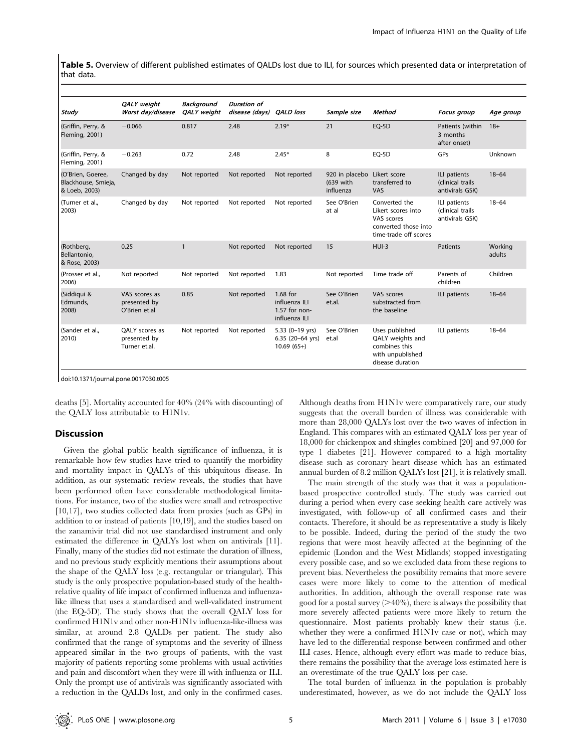**Table 5.** Overview of different published estimates of QALDs lost due to ILI, for sources which presented data or interpretation of that data.

| Study | *QALY weight Worst day/disease* | *Background QALY weight* | *Duration of disease (days)* | *QALD loss* | *Sample size* | *Method* | *Focus group* | *Age group* |
|---|---|---|---|---|---|---|---|---|
| (Griffin, Perry, & Fleming, 2001) | −0.066 | 0.817 | 2.48 | 2.19* | 21 | EQ-5D | Patients (within 3 months after onset) | 18+ |
| (Griffin, Perry, & Fleming, 2001) | −0.263 | 0.72 | 2.48 | 2.45* | 8 | EQ-5D | GPs | Unknown |
| (O'Brien, Goeree, Blackhouse, Smieja, & Loeb, 2003) | Changed by day | Not reported | Not reported | Not reported | 920 in placebo (639 with influenza | Likert score transferred to VAS | ILI patients (clinical trails antivirals GSK) | 18–64 |
| (Turner et al., 2003) | Changed by day | Not reported | Not reported | Not reported | See O'Brien at al | Converted the Likert scores into VAS scores converted those into time-trade off scores | ILI patients (clinical trails antivirals GSK) | 18–64 |
| (Rothberg, Bellantonio, & Rose, 2003) | 0.25 | 1 | Not reported | Not reported | 15 | HUI-3 | Patients | Working adults |
| (Prosser et al., 2006) | Not reported | Not reported | Not reported | 1.83 | Not reported | Time trade off | Parents of children | Children |
| (Siddiqui & Edmunds, 2008) | VAS scores as presented by O'Brien et.al | 0.85 | Not reported | 1.68 for influenza ILI 1.57 for non-influenza ILI | See O'Brien et.al. | VAS scores substracted from the baseline | ILI patients | 18–64 |
| (Sander et al., 2010) | QALY scores as presented by Turner et.al. | Not reported | Not reported | 5.33 (0–19 yrs) 6.35 (20–64 yrs) 10.69 (65+) | See O'Brien et.al | Uses published QALY weights and combines this with unpublished disease duration | ILI patients | 18–64 |

doi:10.1371/journal.pone.0017030.t005

deaths [5]. Mortality accounted for 40% (24% with discounting) of the QALY loss attributable to H1N1v.

## Discussion

Given the global public health significance of influenza, it is remarkable how few studies have tried to quantify the morbidity and mortality impact in QALYs of this ubiquitous disease. In addition, as our systematic review reveals, the studies that have been performed often have considerable methodological limitations. For instance, two of the studies were small and retrospective [10,17], two studies collected data from proxies (such as GPs) in addition to or instead of patients [10,19], and the studies based on the zanamivir trial did not use standardised instrument and only estimated the difference in QALYs lost when on antivirals [11]. Finally, many of the studies did not estimate the duration of illness, and no previous study explicitly mentions their assumptions about the shape of the QALY loss (e.g. rectangular or triangular). This study is the only prospective population-based study of the health-relative quality of life impact of confirmed influenza and influenza-like illness that uses a standardised and well-validated instrument (the EQ-5D). The study shows that the overall QALY loss for confirmed H1N1v and other non-H1N1v influenza-like-illness was similar, at around 2.8 QALDs per patient. The study also confirmed that the range of symptoms and the severity of illness appeared similar in the two groups of patients, with the vast majority of patients reporting some problems with usual activities and pain and discomfort when they were ill with influenza or ILI. Only the prompt use of antivirals was significantly associated with a reduction in the QALDs lost, and only in the confirmed cases. Although deaths from H1N1v were comparatively rare, our study suggests that the overall burden of illness was considerable with more than 28,000 QALYs lost over the two waves of infection in England. This compares with an estimated QALY loss per year of 18,000 for chickenpox and shingles combined [20] and 97,000 for type 1 diabetes [21]. However compared to a high mortality disease such as coronary heart disease which has an estimated annual burden of 8.2 million QALYs lost [21], it is relatively small.

The main strength of the study was that it was a population-based prospective controlled study. The study was carried out during a period when every case seeking health care actively was investigated, with follow-up of all confirmed cases and their contacts. Therefore, it should be as representative a study is likely to be possible. Indeed, during the period of the study the two regions that were most heavily affected at the beginning of the epidemic (London and the West Midlands) stopped investigating every possible case, and so we excluded data from these regions to prevent bias. Nevertheless the possibility remains that more severe cases were more likely to come to the attention of medical authorities. In addition, although the overall response rate was good for a postal survey (>40%), there is always the possibility that more severely affected patients were more likely to return the questionnaire. Most patients probably knew their status (i.e. whether they were a confirmed H1N1v case or not), which may have led to the differential response between confirmed and other ILI cases. Hence, although every effort was made to reduce bias, there remains the possibility that the average loss estimated here is an overestimate of the true QALY loss per case.

The total burden of influenza in the population is probably underestimated, however, as we do not include the QALY loss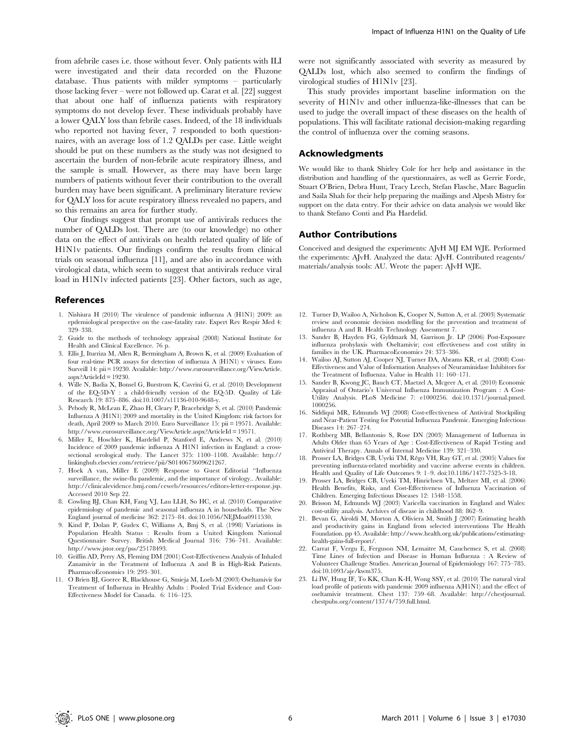from afebrile cases i.e. those without fever. Only patients with ILI were investigated and their data recorded on the Fluzone database. Thus patients with milder symptoms – particularly those lacking fever – were not followed up. Carat et al. [22] suggest that about one half of influenza patients with respiratory symptoms do not develop fever. These individuals probably have a lower QALY loss than febrile cases. Indeed, of the 18 individuals who reported not having fever, 7 responded to both questionnaires, with an average loss of 1.2 QALDs per case. Little weight should be put on these numbers as the study was not designed to ascertain the burden of non-febrile acute respiratory illness, and the sample is small. However, as there may have been large numbers of patients without fever their contribution to the overall burden may have been significant. A preliminary literature review for QALY loss for acute respiratory illness revealed no papers, and so this remains an area for further study.

Our findings suggest that prompt use of antivirals reduces the number of QALDs lost. There are (to our knowledge) no other data on the effect of antivirals on health related quality of life of H1N1v patients. Our findings confirm the results from clinical trials on seasonal influenza [11], and are also in accordance with virological data, which seem to suggest that antivirals reduce viral load in H1N1v infected patients [23]. Other factors, such as age, were not significantly associated with severity as measured by QALDs lost, which also seemed to confirm the findings of virological studies of H1N1v [23].

This study provides important baseline information on the severity of H1N1v and other influenza-like-illnesses that can be used to judge the overall impact of these diseases on the health of populations. This will facilitate rational decision-making regarding the control of influenza over the coming seasons.

## Acknowledgments

We would like to thank Shirley Cole for her help and assistance in the distribution and handling of the questionnaires, as well as Gerrie Forde, Stuart O'Brien, Debra Hunt, Tracy Leech, Stefan Flasche, Marc Baguelin and Saila Shah for their help preparing the mailings and Alpesh Mistry for support on the data entry. For their advice on data analysis we would like to thank Stefano Conti and Pia Hardelid.

## Author Contributions

Conceived and designed the experiments: AJvH MJ EM WJE. Performed the experiments: AJvH. Analyzed the data: AJvH. Contributed reagents/materials/analysis tools: AU. Wrote the paper: AJvH WJE.

## References

1. Nishiura H (2010) The virulence of pandemic influenza A (H1N1) 2009: an epdemiological perspective on the case-fatality rate. Expert Rev Respir Med 4: 329–338.
2. Guide to the methods of technology appraisal (2008) National Institute for Health and Clinical Excellence. 76 p.
3. Ellis J, Iturriza M, Allen R, Bermingham A, Brown K, et al. (2009) Evaluation of four real-time PCR assays for detection of influenza A (H1N1) v viruses. Euro Surveill 14: pii = 19230. Available: http://www.eurosurveillance.org/ViewArticle.aspx?ArticleId = 19230.
4. Wille N, Badia X, Bonsel G, Burstrom K, Cavrini G, et al. (2010) Development of the EQ-5D-Y : a child-friendly version of the EQ-5D. Quality of Life Research 19: 875–886. doi:10.1007/s11136-010-9648-y.
5. Pebody R, McLean E, Zhao H, Cleary P, Bracebridge S, et al. (2010) Pandemic Influenza A (H1N1) 2009 and mortality in the United Kingdom: risk factors for death, April 2009 to March 2010. Euro Surveillance 15: pii = 19571. Available: http://www.eurosurveillance.org/ViewArticle.aspx?ArticleId = 19571.
6. Miller E, Hoschler K, Hardelid P, Stanford E, Andrews N, et al. (2010) Incidence of 2009 pandemic influenza A H1N1 infection in England: a cross-sectional serological study. The Lancet 375: 1100–1108. Available: http://linkinghub.elsevier.com/retrieve/pii/S0140673609621267.
7. Hoek A van, Miller E (2009) Response to Guest Editorial "Influenza surveillance, the swine-flu pandemic, and the importance of virology.. Available: http://clinicalevidence.bmj.com/ceweb/resources/editors-letter-response.jsp. Accessed 2010 Sep 22.
8. Cowling BJ, Chan KH, Fang VJ, Lau LLH, So HC, et al. (2010) Comparative epidemiology of pandemic and seasonal influenza A in households. The New England journal of medicine 362: 2175–84. doi:10.1056/NEJMoa0911530.
9. Kind P, Dolan P, Gudex C, Williams A, Bmj S, et al. (1998) Variations in Population Health Status : Results from a United Kingdom National Questionnaire Survey. British Medical Journal 316: 736–741. Available: http://www.jstor.org/pss/25178493.
10. Griffin AD, Perry AS, Fleming DM (2001) Cost-Effectiveness Analysis of Inhaled Zanamivir in the Treatment of Influenza A and B in High-Risk Patients. PharmacoEconomics 19: 293–301.
11. O Brien BJ, Goeree R, Blackhouse G, Smieja M, Loeb M (2003) Oseltamivir for Treatment of Influenza in Healthy Adults : Pooled Trial Evidence and Cost-Effectiveness Model for Canada. 6: 116–125.
12. Turner D, Wailoo A, Nicholson K, Cooper N, Sutton A, et al. (2003) Systematic review and economic decision modelling for the prevention and treatment of influenza A and B. Health Technology Assessment 7.
13. Sander B, Hayden FG, Gyldmark M, Garrison Jr. LP (2006) Post-Exposure influenza prohylaxis with Oseltamivir; cost effectiveness and cost utility in families in the UK. PharmacoEconomics 24: 373–386.
14. Wailoo AJ, Sutton AJ, Cooper NJ, Turner DA, Abrams KR, et al. (2008) Cost-Effectiveness and Value of Information Analyses of Neuraminidase Inhibitors for the Treatment of Influenza. Value in Health 11: 160–171.
15. Sander B, Kwong JC, Bauch CT, Maetzel A, Mcgeer A, et al. (2010) Economic Appraisal of Ontario's Universal Influenza Immunization Program : A Cost-Utility Analysis. PLoS Medicine 7: e1000256. doi:10.1371/journal.pmed.1000256.
16. Siddiqui MR, Edmunds WJ (2008) Cost-effectiveness of Antiviral Stockpiling and Near-Patient Testing for Potential Influenza Pandemic. Emerging Infectious Diseases 14: 267–274.
17. Rothberg MB, Bellantonio S, Rose DN (2003) Management of Influenza in Adults Older than 65 Years of Age : Cost-Effectiveness of Rapid Testing and Antiviral Therapy. Annals of Internal Medicine 139: 321–330.
18. Prosser LA, Bridges CB, Uyeki TM, Rêgo VH, Ray GT, et al. (2005) Values for preventing influenza-related morbidity and vaccine adverse events in children. Health and Quality of Life Outcomes 9: 1–9. doi:10.1186/1477-7525-3-18.
19. Prosser LA, Bridges CB, Uyeki TM, Hinrichsen VL, Meltzer MI, et al. (2006) Health Benefits, Risks, and Cost-Effectiveness of Influenza Vaccination of Children. Emerging Infectious Diseases 12: 1548–1558.
20. Brisson M, Edmunds WJ (2003) Varicella vaccination in England and Wales: cost-utility analysis. Archives of disease in childhood 88: 862–9.
21. Bevan G, Airoldi M, Morton A, Oliviera M, Smith J (2007) Estimating health and productivity gains in England from selected interventions The Health Foundation. pp 45. Available: http://www.health.org.uk/publications/estimating-health-gains-full-report/.
22. Carrat F, Vergu E, Ferguson NM, Lemaitre M, Cauchemez S, et al. (2008) Time Lines of Infection and Disease in Human Influenza : A Review of Volunteer Challenge Studies. American Journal of Epidemiology 167: 775–785. doi:10.1093/aje/kwm375.
23. Li IW, Hung IF, To KK, Chan K-H, Wong SSY, et al. (2010) The natural viral load profile of patients with pandemic 2009 influenza A(H1N1) and the effect of oseltamivir treatment. Chest 137: 759–68. Available: http://chestjournal.chestpubs.org/content/137/4/759.full.html.